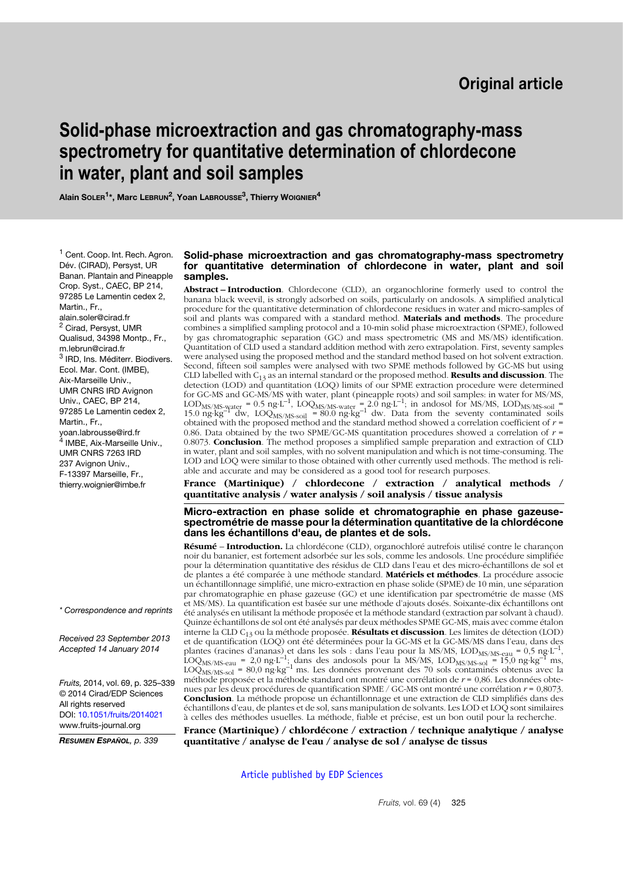Original article

# Solid-phase microextraction and gas chromatography-mass spectrometry for quantitative determination of chlordecone in water, plant and soil samples

**Alain Soler[1]*, Marc Lebrun[2], Yoan Labrousse[3], Thierry Woignier[4]**

[1] Cent. Coop. Int. Rech. Agron. Dév. (CIRAD), Persyst, UR Banan. Plantain and Pineapple Crop. Syst., CAEC, BP 214, 97285 Le Lamentin cedex 2, Martin., Fr., alain.soler@cirad.fr

[2] Cirad, Persyst, UMR Qualisud, 34398 Montp., Fr., m.lebrun@cirad.fr

[3] IRD, Ins. Méditerr. Biodivers. Ecol. Mar. Cont. (IMBE), Aix-Marseille Univ., UMR CNRS IRD Avignon Univ., CAEC, BP 214, 97285 Le Lamentin cedex 2, Martin., Fr., yoan.labrousse@ird.fr

[4] IMBE, Aix-Marseille Univ., UMR CNRS 7263 IRD 237 Avignon Univ., F-13397 Marseille, Fr., thierry.woignier@imbe.fr

*\* Correspondence and reprints*

*Received 23 September 2013*
*Accepted 14 January 2014*

*Fruits,* 2014, vol. 69, p. 325–339
© 2014 Cirad/EDP Sciences
All rights reserved
DOI: 10.1051/fruits/2014021
www.fruits-journal.org

***Resumen Español**, p. 339*

## Solid-phase microextraction and gas chromatography-mass spectrometry for quantitative determination of chlordecone in water, plant and soil samples.

**Abstract – Introduction**. Chlordecone (CLD), an organochlorine formerly used to control the banana black weevil, is strongly adsorbed on soils, particularly on andosols. A simplified analytical procedure for the quantitative determination of chlordecone residues in water and micro-samples of soil and plants was compared with a standard method. **Materials and methods**. The procedure combines a simplified sampling protocol and a 10-min solid phase microextraction (SPME), followed by gas chromatographic separation (GC) and mass spectrometric (MS and MS/MS) identification. Quantitation of CLD used a standard addition method with zero extrapolation. First, seventy soil samples were analysed using the proposed method and the standard method based on hot solvent extraction. Second, fifteen soil samples were analysed with two SPME methods followed by GC-MS but using CLD labelled with $C_{13}$ as an internal standard or the proposed method. **Results and discussion**. The detection (LOD) and quantitation (LOQ) limits of our SPME extraction procedure were determined for GC-MS and GC-MS/MS with water, plant (pineapple roots) and soil samples: in water for MS/MS, $LOD_{MS/MS\text{-}water}$ = 0.5 ng·L$^{-1}$, $LOQ_{MS/MS\text{-}water}$ = 2.0 ng·L$^{-1}$; in andosol for MS/MS, $LOD_{MS/MS\text{-}soil}$ = 15.0 ng·kg$^{-1}$ dw, $LOQ_{MS/MS\text{-}soil}$ = 80.0 ng·kg$^{-1}$ dw. Data from the seventy contaminated soils obtained with the proposed method and the standard method showed a correlation coefficient of $r$ = 0.86. Data obtained by the two SPME/GC-MS quantitation procedures showed a correlation of $r$ = 0.8073. **Conclusion**. The method proposes a simplified sample preparation and extraction of CLD in water, plant and soil samples, with no solvent manipulation and which is not time-consuming. The LOD and LOQ were similar to those obtained with other currently used methods. The method is reliable and accurate and may be considered as a good tool for research purposes.

**France (Martinique) / chlordecone / extraction / analytical methods / quantitative analysis / water analysis / soil analysis / tissue analysis**

## Micro-extraction en phase solide et chromatographie en phase gazeuse-spectrométrie de masse pour la détermination quantitative de la chlordécone dans les échantillons d'eau, de plantes et de sols.

**Résumé – Introduction.** La chlordécone (CLD), organochloré autrefois utilisé contre le charançon noir du bananier, est fortement adsorbée sur les sols, comme les andosols. Une procédure simplifiée pour la détermination quantitative des résidus de CLD dans l'eau et des micro-échantillons de sol et de plantes a été comparée à une méthode standard. **Matériels et méthodes**. La procédure associe un échantillonnage simplifié, une micro-extraction en phase solide (SPME) de 10 min, une séparation par chromatographie en phase gazeuse (GC) et une identification par spectrométrie de masse (MS et MS/MS). La quantification est basée sur une méthode d'ajouts dosés. Soixante-dix échantillons ont été analysés en utilisant la méthode proposée et la méthode standard (extraction par solvant à chaud). Quinze échantillons de sol ont été analysés par deux méthodes SPME GC-MS, mais avec comme étalon interne la CLD $C_{13}$ ou la méthode proposée. **Résultats et discussion**. Les limites de détection (LOD) et de quantification (LOQ) ont été déterminées pour la GC-MS et la GC-MS/MS dans l'eau, dans des plantes (racines d'ananas) et dans les sols : dans l'eau pour la MS/MS, $LOD_{MS/MS\text{-}eau}$ = 0,5 ng·L$^{-1}$, $LOQ_{MS/MS\text{-}eau}$ = 2,0 ng·L$^{-1}$; dans des andosols pour la MS/MS, $LOD_{MS/MS\text{-}sol}$ = 15,0 ng·kg$^{-1}$ ms, $LOQ_{MS/MS\text{-}sol}$ = 80,0 ng·kg$^{-1}$ ms. Les données provenant des 70 sols contaminés obtenus avec la méthode proposée et la méthode standard ont montré une corrélation de $r$ = 0,86. Les données obtenues par les deux procédures de quantification SPME / GC-MS ont montré une corrélation $r$ = 0,8073. **Conclusion**. La méthode propose un échantillonnage et une extraction de CLD simplifiés dans des échantillons d'eau, de plantes et de sol, sans manipulation de solvants. Les LOD et LOQ sont similaires à celles des méthodes usuelles. La méthode, fiable et précise, est un bon outil pour la recherche.

**France (Martinique) / chlordécone / extraction / technique analytique / analyse quantitative / analyse de l'eau / analyse de sol / analyse de tissus**

Article published by EDP Sciences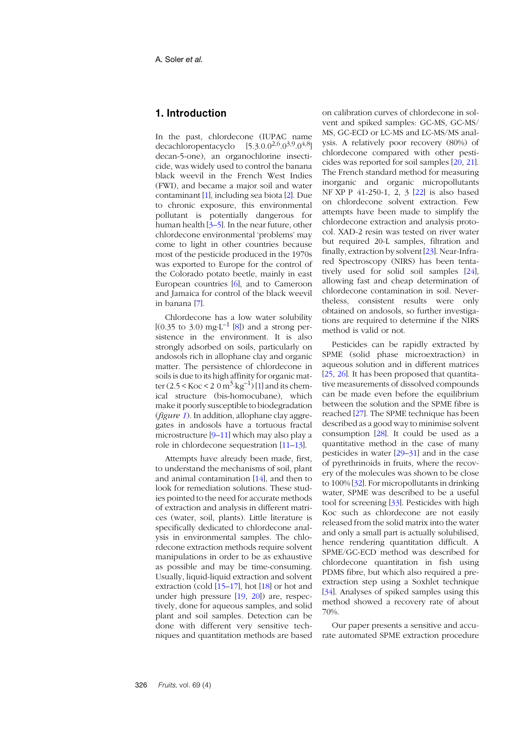## 1. Introduction

In the past, chlordecone (IUPAC name decachloropentacyclo [5.3.0.0$^{2,6}$.0$^{3,9}$.0$^{4,8}$] decan-5-one), an organochlorine insecticide, was widely used to control the banana black weevil in the French West Indies (FWI), and became a major soil and water contaminant [1], including sea biota [2]. Due to chronic exposure, this environmental pollutant is potentially dangerous for human health [3–5]. In the near future, other chlordecone environmental 'problems' may come to light in other countries because most of the pesticide produced in the 1970s was exported to Europe for the control of the Colorado potato beetle, mainly in east European countries [6], and to Cameroon and Jamaica for control of the black weevil in banana [7].

Chlordecone has a low water solubility [(0.35 to 3.0) mg·L$^{-1}$ [8]) and a strong persistence in the environment. It is also strongly adsorbed on soils, particularly on andosols rich in allophane clay and organic matter. The persistence of chlordecone in soils is due to its high affinity for organic matter ($2.5 < Koc < 2\ 0\ m^3 \cdot kg^{-1}$) [1] and its chemical structure (bis-homocubane), which make it poorly susceptible to biodegradation (*figure 1*). In addition, allophane clay aggregates in andosols have a tortuous fractal microstructure [9–11] which may also play a role in chlordecone sequestration [11–13].

Attempts have already been made, first, to understand the mechanisms of soil, plant and animal contamination [14], and then to look for remediation solutions. These studies pointed to the need for accurate methods of extraction and analysis in different matrices (water, soil, plants). Little literature is specifically dedicated to chlordecone analysis in environmental samples. The chlordecone extraction methods require solvent manipulations in order to be as exhaustive as possible and may be time-consuming. Usually, liquid-liquid extraction and solvent extraction (cold [15–17], hot [18] or hot and under high pressure [19, 20]) are, respectively, done for aqueous samples, and solid plant and soil samples. Detection can be done with different very sensitive techniques and quantitation methods are based on calibration curves of chlordecone in solvent and spiked samples: GC-MS, GC-MS/MS, GC-ECD or LC-MS and LC-MS/MS analysis. A relatively poor recovery (80%) of chlordecone compared with other pesticides was reported for soil samples [20, 21]. The French standard method for measuring inorganic and organic micropollutants NF XP P 41-250-1, 2, 3 [22] is also based on chlordecone solvent extraction. Few attempts have been made to simplify the chlordecone extraction and analysis protocol. XAD-2 resin was tested on river water but required 20-L samples, filtration and finally, extraction by solvent [23]. Near-Infrared Spectroscopy (NIRS) has been tentatively used for solid soil samples [24], allowing fast and cheap determination of chlordecone contamination in soil. Nevertheless, consistent results were only obtained on andosols, so further investigations are required to determine if the NIRS method is valid or not.

Pesticides can be rapidly extracted by SPME (solid phase microextraction) in aqueous solution and in different matrices [25, 26]. It has been proposed that quantitative measurements of dissolved compounds can be made even before the equilibrium between the solution and the SPME fibre is reached [27]. The SPME technique has been described as a good way to minimise solvent consumption [28]. It could be used as a quantitative method in the case of many pesticides in water [29–31] and in the case of pyrethrinoids in fruits, where the recovery of the molecules was shown to be close to 100% [32]. For micropollutants in drinking water, SPME was described to be a useful tool for screening [33]. Pesticides with high Koc such as chlordecone are not easily released from the solid matrix into the water and only a small part is actually solubilised, hence rendering quantitation difficult. A SPME/GC-ECD method was described for chlordecone quantitation in fish using PDMS fibre, but which also required a pre-extraction step using a Soxhlet technique [34]. Analyses of spiked samples using this method showed a recovery rate of about 70%.

Our paper presents a sensitive and accurate automated SPME extraction procedure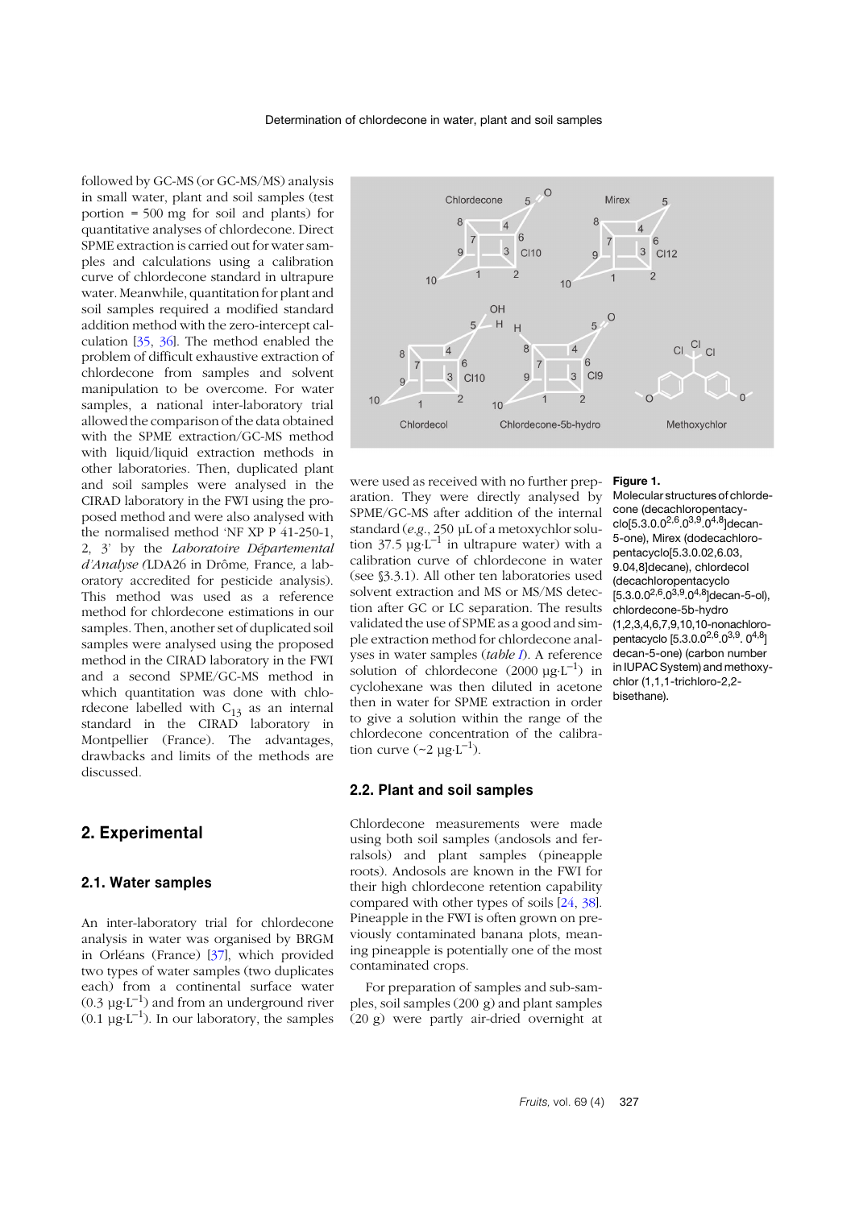followed by GC-MS (or GC-MS/MS) analysis in small water, plant and soil samples (test portion = 500 mg for soil and plants) for quantitative analyses of chlordecone. Direct SPME extraction is carried out for water samples and calculations using a calibration curve of chlordecone standard in ultrapure water. Meanwhile, quantitation for plant and soil samples required a modified standard addition method with the zero-intercept calculation [35, 36]. The method enabled the problem of difficult exhaustive extraction of chlordecone from samples and solvent manipulation to be overcome. For water samples, a national inter-laboratory trial allowed the comparison of the data obtained with the SPME extraction/GC-MS method with liquid/liquid extraction methods in other laboratories. Then, duplicated plant and soil samples were analysed in the CIRAD laboratory in the FWI using the proposed method and were also analysed with the normalised method 'NF XP P 41-250-1, 2, 3' by the *Laboratoire Départemental d'Analyse* (LDA26 in Drôme, France, a laboratory accredited for pesticide analysis). This method was used as a reference method for chlordecone estimations in our samples. Then, another set of duplicated soil samples were analysed using the proposed method in the CIRAD laboratory in the FWI and a second SPME/GC-MS method in which quantitation was done with chlordecone labelled with $C_{13}$ as an internal standard in the CIRAD laboratory in Montpellier (France). The advantages, drawbacks and limits of the methods are discussed.

**Figure 1.**
Molecular structures of chlordecone (decachloropentacyclo[5.3.0.0$^{2,6}$.0$^{3,9}$.0$^{4,8}$]decan-5-one), Mirex (dodecachloropentacyclo[5.3.0.02,6.03,9.04,8]decane), chlordecol (decachloropentacyclo[5.3.0.0$^{2,6}$.0$^{3,9}$.0$^{4,8}$]decan-5-ol), chlordecone-5b-hydro (1,2,3,4,6,7,9,10,10-nonachloropentacyclo [5.3.0.0$^{2,6}$.0$^{3,9}$. 0$^{4,8}$] decan-5-one) (carbon number in IUPAC System) and methoxychlor (1,1,1-trichloro-2,2-bisethane).

## 2. Experimental

### 2.1. Water samples

An inter-laboratory trial for chlordecone analysis in water was organised by BRGM in Orléans (France) [37], which provided two types of water samples (two duplicates each) from a continental surface water (0.3 µg·L$^{-1}$) and from an underground river (0.1 µg·L$^{-1}$). In our laboratory, the samples were used as received with no further preparation. They were directly analysed by SPME/GC-MS after addition of the internal standard (*e.g.*, 250 µL of a metoxychlor solution 37.5 µg·L$^{-1}$ in ultrapure water) with a calibration curve of chlordecone in water (see §3.3.1). All other ten laboratories used solvent extraction and MS or MS/MS detection after GC or LC separation. The results validated the use of SPME as a good and simple extraction method for chlordecone analyses in water samples (*table I*). A reference solution of chlordecone (2000 µg·L$^{-1}$) in cyclohexane was then diluted in acetone then in water for SPME extraction in order to give a solution within the range of the chlordecone concentration of the calibration curve (~2 µg·L$^{-1}$).

### 2.2. Plant and soil samples

Chlordecone measurements were made using both soil samples (andosols and ferralsols) and plant samples (pineapple roots). Andosols are known in the FWI for their high chlordecone retention capability compared with other types of soils [24, 38]. Pineapple in the FWI is often grown on previously contaminated banana plots, meaning pineapple is potentially one of the most contaminated crops.

For preparation of samples and sub-samples, soil samples (200 g) and plant samples (20 g) were partly air-dried overnight at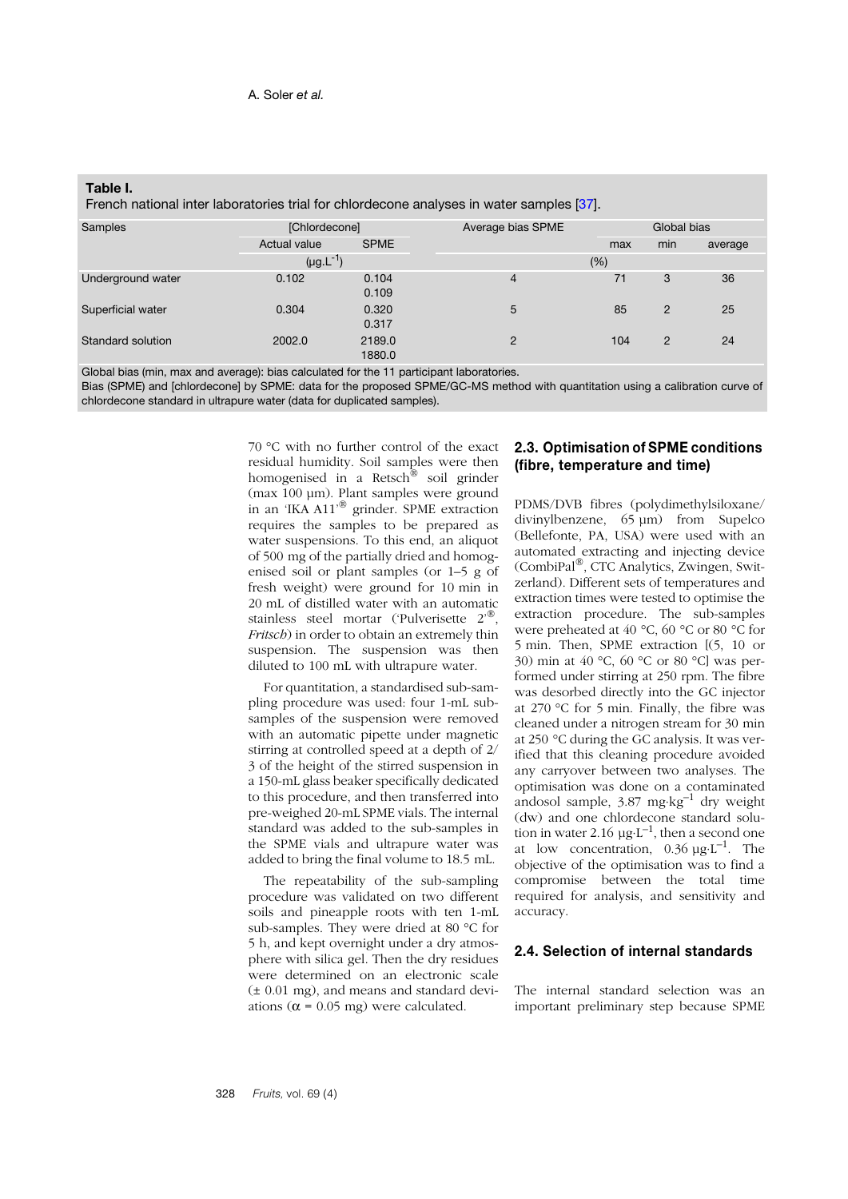**Table I.**
French national inter laboratories trial for chlordecone analyses in water samples [37].

| Samples | [Chlordecone] | | Average bias SPME | Global bias | | |
|---|---|---|---|---|---|---|
| | Actual value | SPME | | max | min | average |
| | ($\mu g \cdot L^{-1}$) | | (%) | | | |
| Underground water | 0.102 | 0.104<br>0.109 | 4 | 71 | 3 | 36 |
| Superficial water | 0.304 | 0.320<br>0.317 | 5 | 85 | 2 | 25 |
| Standard solution | 2002.0 | 2189.0<br>1880.0 | 2 | 104 | 2 | 24 |

Global bias (min, max and average): bias calculated for the 11 participant laboratories.
Bias (SPME) and [chlordecone] by SPME: data for the proposed SPME/GC-MS method with quantitation using a calibration curve of chlordecone standard in ultrapure water (data for duplicated samples).

70 °C with no further control of the exact residual humidity. Soil samples were then homogenised in a Retsch® soil grinder (max 100 µm). Plant samples were ground in an 'IKA A11'® grinder. SPME extraction requires the samples to be prepared as water suspensions. To this end, an aliquot of 500 mg of the partially dried and homogenised soil or plant samples (or 1–5 g of fresh weight) were ground for 10 min in 20 mL of distilled water with an automatic stainless steel mortar ('Pulverisette 2'®, *Fritsch*) in order to obtain an extremely thin suspension. The suspension was then diluted to 100 mL with ultrapure water.

For quantitation, a standardised sub-sampling procedure was used: four 1-mL sub-samples of the suspension were removed with an automatic pipette under magnetic stirring at controlled speed at a depth of 2/3 of the height of the stirred suspension in a 150-mL glass beaker specifically dedicated to this procedure, and then transferred into pre-weighed 20-mL SPME vials. The internal standard was added to the sub-samples in the SPME vials and ultrapure water was added to bring the final volume to 18.5 mL.

The repeatability of the sub-sampling procedure was validated on two different soils and pineapple roots with ten 1-mL sub-samples. They were dried at 80 °C for 5 h, and kept overnight under a dry atmosphere with silica gel. Then the dry residues were determined on an electronic scale (± 0.01 mg), and means and standard deviations ($\alpha$ = 0.05 mg) were calculated.

### 2.3. Optimisation of SPME conditions (fibre, temperature and time)

PDMS/DVB fibres (polydimethylsiloxane/divinylbenzene, 65 µm) from Supelco (Bellefonte, PA, USA) were used with an automated extracting and injecting device (CombiPal®, CTC Analytics, Zwingen, Switzerland). Different sets of temperatures and extraction times were tested to optimise the extraction procedure. The sub-samples were preheated at 40 °C, 60 °C or 80 °C for 5 min. Then, SPME extraction [(5, 10 or 30) min at 40 °C, 60 °C or 80 °C] was performed under stirring at 250 rpm. The fibre was desorbed directly into the GC injector at 270 °C for 5 min. Finally, the fibre was cleaned under a nitrogen stream for 30 min at 250 °C during the GC analysis. It was verified that this cleaning procedure avoided any carryover between two analyses. The optimisation was done on a contaminated andosol sample, 3.87 $mg \cdot kg^{-1}$ dry weight (dw) and one chlordecone standard solution in water 2.16 $\mu g \cdot L^{-1}$, then a second one at low concentration, 0.36 $\mu g \cdot L^{-1}$. The objective of the optimisation was to find a compromise between the total time required for analysis, and sensitivity and accuracy.

### 2.4. Selection of internal standards

The internal standard selection was an important preliminary step because SPME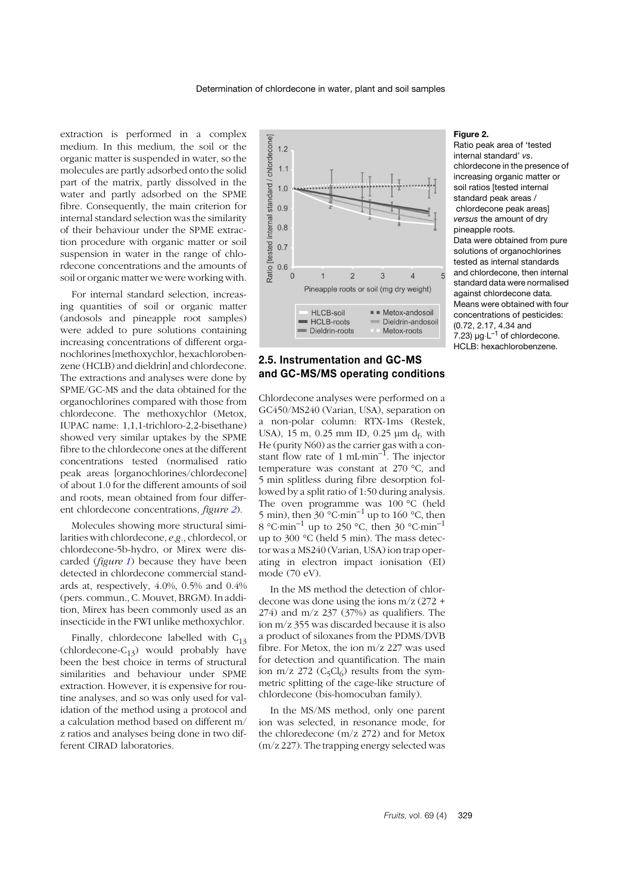extraction is performed in a complex medium. In this medium, the soil or the organic matter is suspended in water, so the molecules are partly adsorbed onto the solid part of the matrix, partly dissolved in the water and partly adsorbed on the SPME fibre. Consequently, the main criterion for internal standard selection was the similarity of their behaviour under the SPME extraction procedure with organic matter or soil suspension in water in the range of chlordecone concentrations and the amounts of soil or organic matter we were working with.

For internal standard selection, increasing quantities of soil or organic matter (andosols and pineapple root samples) were added to pure solutions containing increasing concentrations of different organochlorines [methoxychlor, hexachlorobenzene (HCLB) and dieldrin] and chlordecone. The extractions and analyses were done by SPME/GC-MS and the data obtained for the organochlorines compared with those from chlordecone. The methoxychlor (Metox, IUPAC name: 1,1,1-trichloro-2,2-bisethane) showed very similar uptakes by the SPME fibre to the chlordecone ones at the different concentrations tested (normalised ratio peak areas [organochlorines/chlordecone] of about 1.0 for the different amounts of soil and roots, mean obtained from four different chlordecone concentrations, *figure 2*).

Molecules showing more structural similarities with chlordecone, *e.g.*, chlordecol, or chlordecone-5b-hydro, or Mirex were discarded (*figure 1*) because they have been detected in chlordecone commercial standards at, respectively, 4.0%, 0.5% and 0.4% (pers. commun., C. Mouvet, BRGM). In addition, Mirex has been commonly used as an insecticide in the FWI unlike methoxychlor.

Finally, chlordecone labelled with $C_{13}$ (chlordecone-$C_{13}$) would probably have been the best choice in terms of structural similarities and behaviour under SPME extraction. However, it is expensive for routine analyses, and so was only used for validation of the method using a protocol and a calculation method based on different m/z ratios and analyses being done in two different CIRAD laboratories.

**Figure 2.**
Ratio peak area of 'tested internal standard' *vs*. chlordecone in the presence of increasing organic matter or soil ratios [tested internal standard peak areas / chlordecone peak areas] *versus* the amount of dry pineapple roots.
Data were obtained from pure solutions of organochlorines tested as internal standards and chlordecone, then internal standard data were normalised against chlordecone data. Means were obtained with four concentrations of pesticides: (0.72, 2.17, 4.34 and 7.23) $\mu g \cdot L^{-1}$ of chlordecone.
HCLB: hexachlorobenzene.

## 2.5. Instrumentation and GC-MS and GC-MS/MS operating conditions

Chlordecone analyses were performed on a GC450/MS240 (Varian, USA), separation on a non-polar column: RTX-1ms (Restek, USA), 15 m, 0.25 mm ID, 0.25 µm $d_f$, with He (purity N60) as the carrier gas with a constant flow rate of 1 $mL \cdot min^{-1}$. The injector temperature was constant at 270 °C, and 5 min splitless during fibre desorption followed by a split ratio of 1:50 during analysis. The oven programme was 100 °C (held 5 min), then 30 $°C \cdot min^{-1}$ up to 160 °C, then 8 $°C \cdot min^{-1}$ up to 250 °C, then 30 $°C \cdot min^{-1}$ up to 300 °C (held 5 min). The mass detector was a MS240 (Varian, USA) ion trap operating in electron impact ionisation (EI) mode (70 eV).

In the MS method the detection of chlordecone was done using the ions m/z (272 + 274) and m/z 237 (37%) as qualifiers. The ion m/z 355 was discarded because it is also a product of siloxanes from the PDMS/DVB fibre. For Metox, the ion m/z 227 was used for detection and quantification. The main ion m/z 272 ($C_5Cl_6$) results from the symmetric splitting of the cage-like structure of chlordecone (bis-homocuban family).

In the MS/MS method, only one parent ion was selected, in resonance mode, for the chloredecone (m/z 272) and for Metox (m/z 227). The trapping energy selected was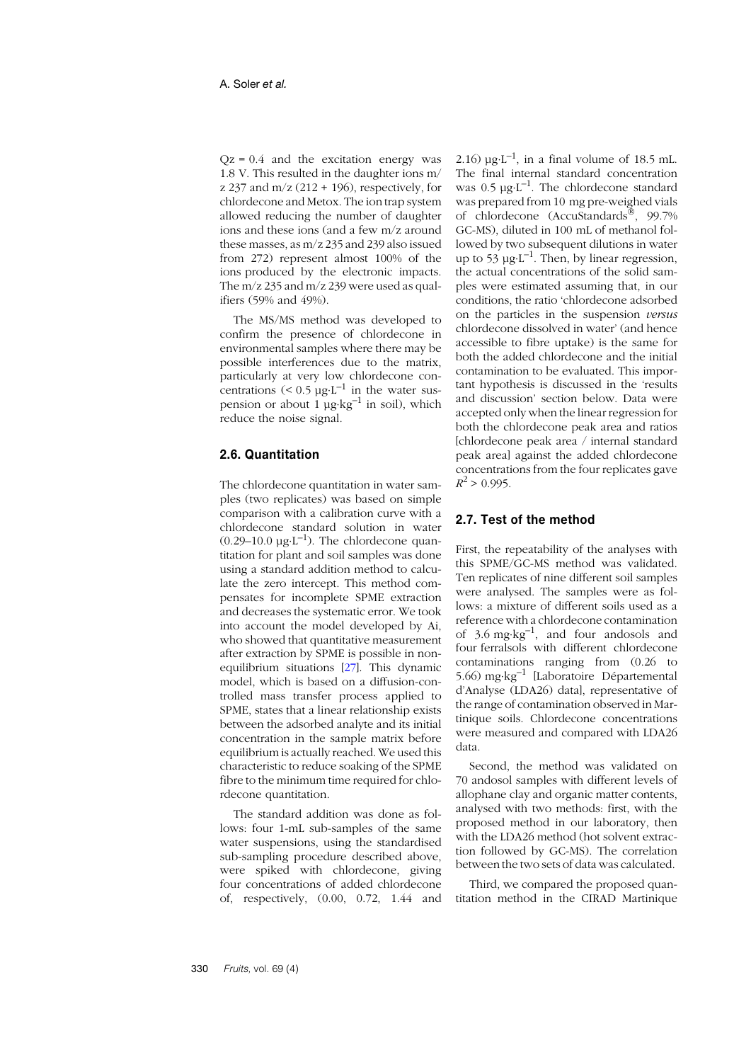Qz = 0.4 and the excitation energy was 1.8 V. This resulted in the daughter ions m/z 237 and m/z (212 + 196), respectively, for chlordecone and Metox. The ion trap system allowed reducing the number of daughter ions and these ions (and a few m/z around these masses, as m/z 235 and 239 also issued from 272) represent almost 100% of the ions produced by the electronic impacts. The m/z 235 and m/z 239 were used as qualifiers (59% and 49%).

The MS/MS method was developed to confirm the presence of chlordecone in environmental samples where there may be possible interferences due to the matrix, particularly at very low chlordecone concentrations (< 0.5 μg·L$^{-1}$ in the water suspension or about 1 μg·kg$^{-1}$ in soil), which reduce the noise signal.

## 2.6. Quantitation

The chlordecone quantitation in water samples (two replicates) was based on simple comparison with a calibration curve with a chlordecone standard solution in water (0.29–10.0 μg·L$^{-1}$). The chlordecone quantitation for plant and soil samples was done using a standard addition method to calculate the zero intercept. This method compensates for incomplete SPME extraction and decreases the systematic error. We took into account the model developed by Ai, who showed that quantitative measurement after extraction by SPME is possible in non-equilibrium situations [27]. This dynamic model, which is based on a diffusion-controlled mass transfer process applied to SPME, states that a linear relationship exists between the adsorbed analyte and its initial concentration in the sample matrix before equilibrium is actually reached. We used this characteristic to reduce soaking of the SPME fibre to the minimum time required for chlordecone quantitation.

The standard addition was done as follows: four 1-mL sub-samples of the same water suspensions, using the standardised sub-sampling procedure described above, were spiked with chlordecone, giving four concentrations of added chlordecone of, respectively, (0.00, 0.72, 1.44 and 2.16) μg·L$^{-1}$, in a final volume of 18.5 mL. The final internal standard concentration was 0.5 μg·L$^{-1}$. The chlordecone standard was prepared from 10 mg pre-weighed vials of chlordecone (AccuStandards®, 99.7% GC-MS), diluted in 100 mL of methanol followed by two subsequent dilutions in water up to 53 μg·L$^{-1}$. Then, by linear regression, the actual concentrations of the solid samples were estimated assuming that, in our conditions, the ratio 'chlordecone adsorbed on the particles in the suspension *versus* chlordecone dissolved in water' (and hence accessible to fibre uptake) is the same for both the added chlordecone and the initial contamination to be evaluated. This important hypothesis is discussed in the 'results and discussion' section below. Data were accepted only when the linear regression for both the chlordecone peak area and ratios [chlordecone peak area / internal standard peak area] against the added chlordecone concentrations from the four replicates gave $R^2 > 0.995$.

## 2.7. Test of the method

First, the repeatability of the analyses with this SPME/GC-MS method was validated. Ten replicates of nine different soil samples were analysed. The samples were as follows: a mixture of different soils used as a reference with a chlordecone contamination of 3.6 mg·kg$^{-1}$, and four andosols and four ferralsols with different chlordecone contaminations ranging from (0.26 to 5.66) mg·kg$^{-1}$ [Laboratoire Départemental d'Analyse (LDA26) data], representative of the range of contamination observed in Martinique soils. Chlordecone concentrations were measured and compared with LDA26 data.

Second, the method was validated on 70 andosol samples with different levels of allophane clay and organic matter contents, analysed with two methods: first, with the proposed method in our laboratory, then with the LDA26 method (hot solvent extraction followed by GC-MS). The correlation between the two sets of data was calculated.

Third, we compared the proposed quantitation method in the CIRAD Martinique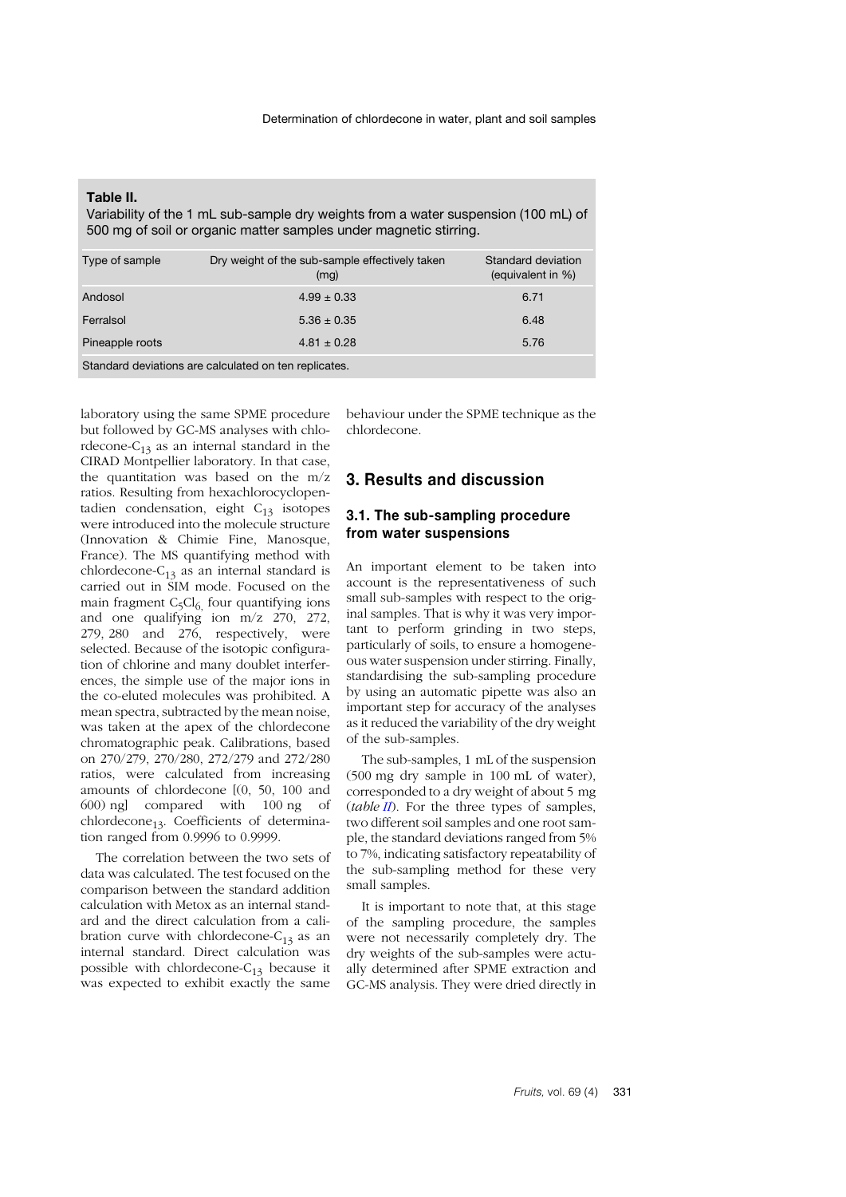**Table II.**
Variability of the 1 mL sub-sample dry weights from a water suspension (100 mL) of 500 mg of soil or organic matter samples under magnetic stirring.

| Type of sample | Dry weight of the sub-sample effectively taken (mg) | Standard deviation (equivalent in %) |
|---|---|---|
| Andosol | 4.99 ± 0.33 | 6.71 |
| Ferralsol | 5.36 ± 0.35 | 6.48 |
| Pineapple roots | 4.81 ± 0.28 | 5.76 |
| Standard deviations are calculated on ten replicates. | | |

laboratory using the same SPME procedure but followed by GC-MS analyses with chlordecone-$C_{13}$ as an internal standard in the CIRAD Montpellier laboratory. In that case, the quantitation was based on the m/z ratios. Resulting from hexachlorocyclopentadien condensation, eight $C_{13}$ isotopes were introduced into the molecule structure (Innovation & Chimie Fine, Manosque, France). The MS quantifying method with chlordecone-$C_{13}$ as an internal standard is carried out in SIM mode. Focused on the main fragment $C_5Cl_6$, four quantifying ions and one qualifying ion m/z 270, 272, 279, 280 and 276, respectively, were selected. Because of the isotopic configuration of chlorine and many doublet interferences, the simple use of the major ions in the co-eluted molecules was prohibited. A mean spectra, subtracted by the mean noise, was taken at the apex of the chlordecone chromatographic peak. Calibrations, based on 270/279, 270/280, 272/279 and 272/280 ratios, were calculated from increasing amounts of chlordecone [(0, 50, 100 and 600) ng] compared with 100 ng of chlordecone$_{13}$. Coefficients of determination ranged from 0.9996 to 0.9999.

The correlation between the two sets of data was calculated. The test focused on the comparison between the standard addition calculation with Metox as an internal standard and the direct calculation from a calibration curve with chlordecone-$C_{13}$ as an internal standard. Direct calculation was possible with chlordecone-$C_{13}$ because it was expected to exhibit exactly the same behaviour under the SPME technique as the chlordecone.

## 3. Results and discussion

### 3.1. The sub-sampling procedure from water suspensions

An important element to be taken into account is the representativeness of such small sub-samples with respect to the original samples. That is why it was very important to perform grinding in two steps, particularly of soils, to ensure a homogeneous water suspension under stirring. Finally, standardising the sub-sampling procedure by using an automatic pipette was also an important step for accuracy of the analyses as it reduced the variability of the dry weight of the sub-samples.

The sub-samples, 1 mL of the suspension (500 mg dry sample in 100 mL of water), corresponded to a dry weight of about 5 mg (*table II*). For the three types of samples, two different soil samples and one root sample, the standard deviations ranged from 5% to 7%, indicating satisfactory repeatability of the sub-sampling method for these very small samples.

It is important to note that, at this stage of the sampling procedure, the samples were not necessarily completely dry. The dry weights of the sub-samples were actually determined after SPME extraction and GC-MS analysis. They were dried directly in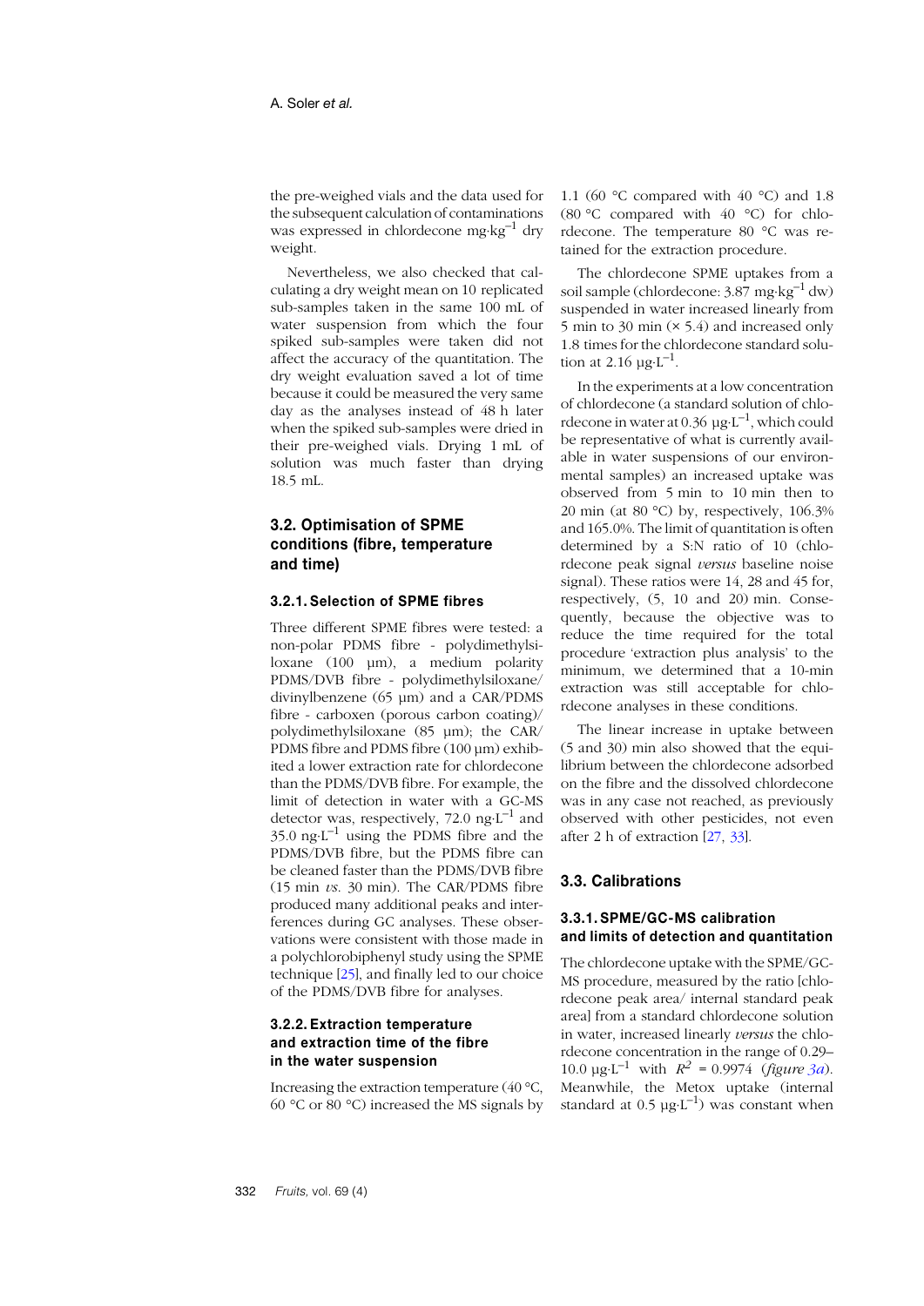the pre-weighed vials and the data used for the subsequent calculation of contaminations was expressed in chlordecone mg·kg$^{-1}$ dry weight.

Nevertheless, we also checked that calculating a dry weight mean on 10 replicated sub-samples taken in the same 100 mL of water suspension from which the four spiked sub-samples were taken did not affect the accuracy of the quantitation. The dry weight evaluation saved a lot of time because it could be measured the very same day as the analyses instead of 48 h later when the spiked sub-samples were dried in their pre-weighed vials. Drying 1 mL of solution was much faster than drying 18.5 mL.

## 3.2. Optimisation of SPME conditions (fibre, temperature and time)

### 3.2.1. Selection of SPME fibres

Three different SPME fibres were tested: a non-polar PDMS fibre - polydimethylsiloxane (100 µm), a medium polarity PDMS/DVB fibre - polydimethylsiloxane/divinylbenzene (65 µm) and a CAR/PDMS fibre - carboxen (porous carbon coating)/polydimethylsiloxane (85 µm); the CAR/PDMS fibre and PDMS fibre (100 µm) exhibited a lower extraction rate for chlordecone than the PDMS/DVB fibre. For example, the limit of detection in water with a GC-MS detector was, respectively, 72.0 ng·L$^{-1}$ and 35.0 ng·L$^{-1}$ using the PDMS fibre and the PDMS/DVB fibre, but the PDMS fibre can be cleaned faster than the PDMS/DVB fibre (15 min *vs.* 30 min). The CAR/PDMS fibre produced many additional peaks and interferences during GC analyses. These observations were consistent with those made in a polychlorobiphenyl study using the SPME technique [25], and finally led to our choice of the PDMS/DVB fibre for analyses.

### 3.2.2. Extraction temperature and extraction time of the fibre in the water suspension

Increasing the extraction temperature (40 °C, 60 °C or 80 °C) increased the MS signals by 1.1 (60 °C compared with 40 °C) and 1.8 (80 °C compared with 40 °C) for chlordecone. The temperature 80 °C was retained for the extraction procedure.

The chlordecone SPME uptakes from a soil sample (chlordecone: 3.87 mg·kg$^{-1}$ dw) suspended in water increased linearly from 5 min to 30 min (× 5.4) and increased only 1.8 times for the chlordecone standard solution at 2.16 µg·L$^{-1}$.

In the experiments at a low concentration of chlordecone (a standard solution of chlordecone in water at 0.36 µg·L$^{-1}$, which could be representative of what is currently available in water suspensions of our environmental samples) an increased uptake was observed from 5 min to 10 min then to 20 min (at 80 °C) by, respectively, 106.3% and 165.0%. The limit of quantitation is often determined by a S:N ratio of 10 (chlordecone peak signal *versus* baseline noise signal). These ratios were 14, 28 and 45 for, respectively, (5, 10 and 20) min. Consequently, because the objective was to reduce the time required for the total procedure 'extraction plus analysis' to the minimum, we determined that a 10-min extraction was still acceptable for chlordecone analyses in these conditions.

The linear increase in uptake between (5 and 30) min also showed that the equilibrium between the chlordecone adsorbed on the fibre and the dissolved chlordecone was in any case not reached, as previously observed with other pesticides, not even after 2 h of extraction [27, 33].

## 3.3. Calibrations

### 3.3.1. SPME/GC-MS calibration and limits of detection and quantitation

The chlordecone uptake with the SPME/GC-MS procedure, measured by the ratio [chlordecone peak area/ internal standard peak area] from a standard chlordecone solution in water, increased linearly *versus* the chlordecone concentration in the range of 0.29–10.0 µg·L$^{-1}$ with $R^2$ = 0.9974 (*figure 3a*). Meanwhile, the Metox uptake (internal standard at 0.5 µg·L$^{-1}$) was constant when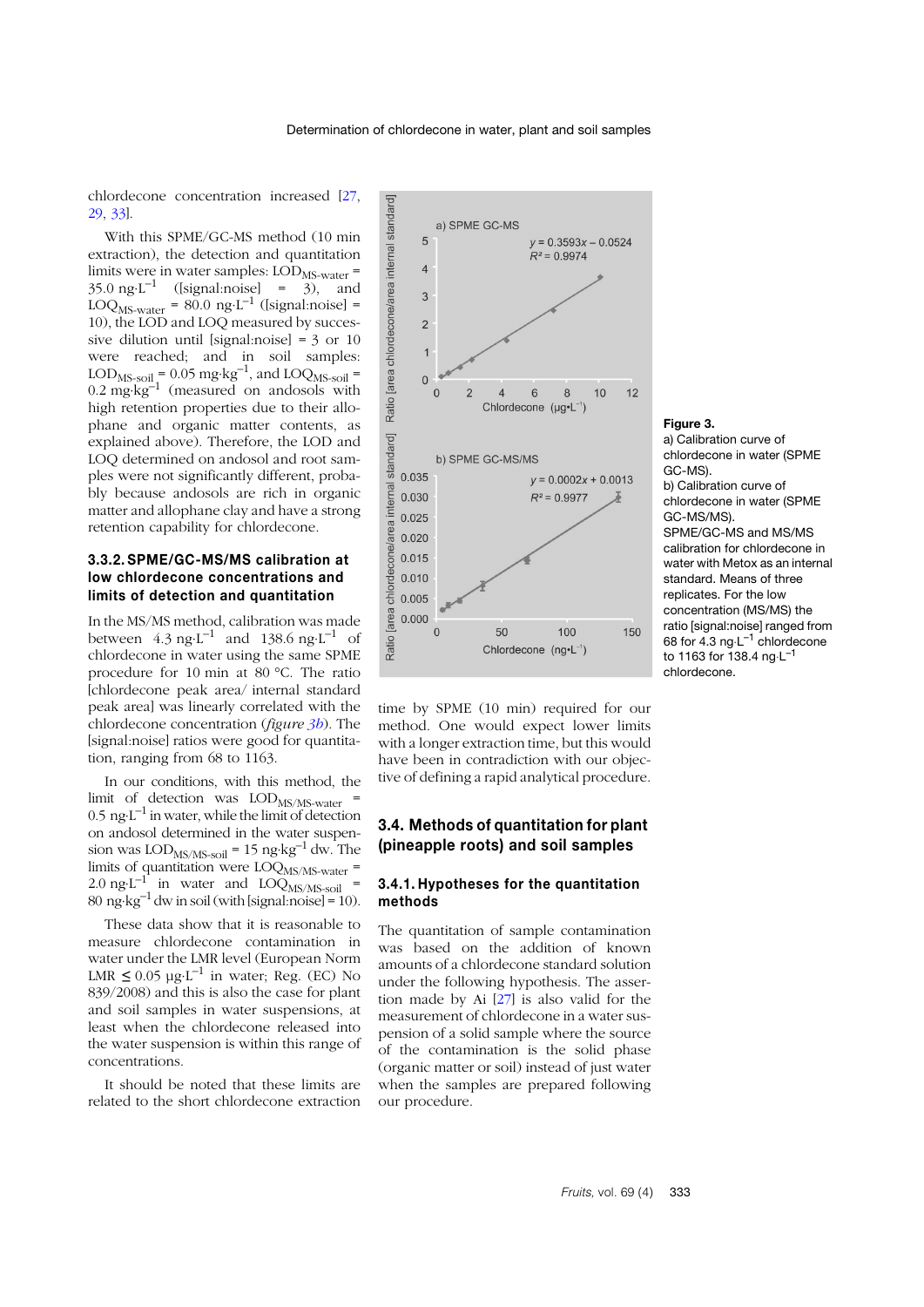chlordecone concentration increased [27, 29, 33].

With this SPME/GC-MS method (10 min extraction), the detection and quantitation limits were in water samples: $LOD_{MS\text{-}water}$ = 35.0 ng·L$^{-1}$ ([signal:noise] = 3), and $LOQ_{MS\text{-}water}$ = 80.0 ng·L$^{-1}$ ([signal:noise] = 10), the LOD and LOQ measured by successive dilution until [signal:noise] = 3 or 10 were reached; and in soil samples: $LOD_{MS\text{-}soil}$ = 0.05 mg·kg$^{-1}$, and $LOQ_{MS\text{-}soil}$ = 0.2 mg·kg$^{-1}$ (measured on andosols with high retention properties due to their allophane and organic matter contents, as explained above). Therefore, the LOD and LOQ determined on andosol and root samples were not significantly different, probably because andosols are rich in organic matter and allophane clay and have a strong retention capability for chlordecone.

### 3.3.2. SPME/GC-MS/MS calibration at low chlordecone concentrations and limits of detection and quantitation

In the MS/MS method, calibration was made between 4.3 ng·L$^{-1}$ and 138.6 ng·L$^{-1}$ of chlordecone in water using the same SPME procedure for 10 min at 80 °C. The ratio [chlordecone peak area/ internal standard peak area] was linearly correlated with the chlordecone concentration (*figure 3b*). The [signal:noise] ratios were good for quantitation, ranging from 68 to 1163.

In our conditions, with this method, the limit of detection was $LOD_{MS/MS\text{-}water}$ = 0.5 ng·L$^{-1}$ in water, while the limit of detection on andosol determined in the water suspension was $LOD_{MS/MS\text{-}soil}$ = 15 ng·kg$^{-1}$ dw. The limits of quantitation were $LOQ_{MS/MS\text{-}water}$ = 2.0 ng·L$^{-1}$ in water and $LOQ_{MS/MS\text{-}soil}$ = 80 ng·kg$^{-1}$ dw in soil (with [signal:noise] = 10).

These data show that it is reasonable to measure chlordecone contamination in water under the LMR level (European Norm LMR ≤ 0.05 µg·L$^{-1}$ in water; Reg. (EC) No 839/2008) and this is also the case for plant and soil samples in water suspensions, at least when the chlordecone released into the water suspension is within this range of concentrations.

It should be noted that these limits are related to the short chlordecone extraction time by SPME (10 min) required for our method. One would expect lower limits with a longer extraction time, but this would have been in contradiction with our objective of defining a rapid analytical procedure.

**Figure 3.**
a) Calibration curve of chlordecone in water (SPME GC-MS).
b) Calibration curve of chlordecone in water (SPME GC-MS/MS).
SPME/GC-MS and MS/MS calibration for chlordecone in water with Metox as an internal standard. Means of three replicates. For the low concentration (MS/MS) the ratio [signal:noise] ranged from 68 for 4.3 ng·L$^{-1}$ chlordecone to 1163 for 138.4 ng·L$^{-1}$ chlordecone.

## 3.4. Methods of quantitation for plant (pineapple roots) and soil samples

### 3.4.1. Hypotheses for the quantitation methods

The quantitation of sample contamination was based on the addition of known amounts of a chlordecone standard solution under the following hypothesis. The assertion made by Ai [27] is also valid for the measurement of chlordecone in a water suspension of a solid sample where the source of the contamination is the solid phase (organic matter or soil) instead of just water when the samples are prepared following our procedure.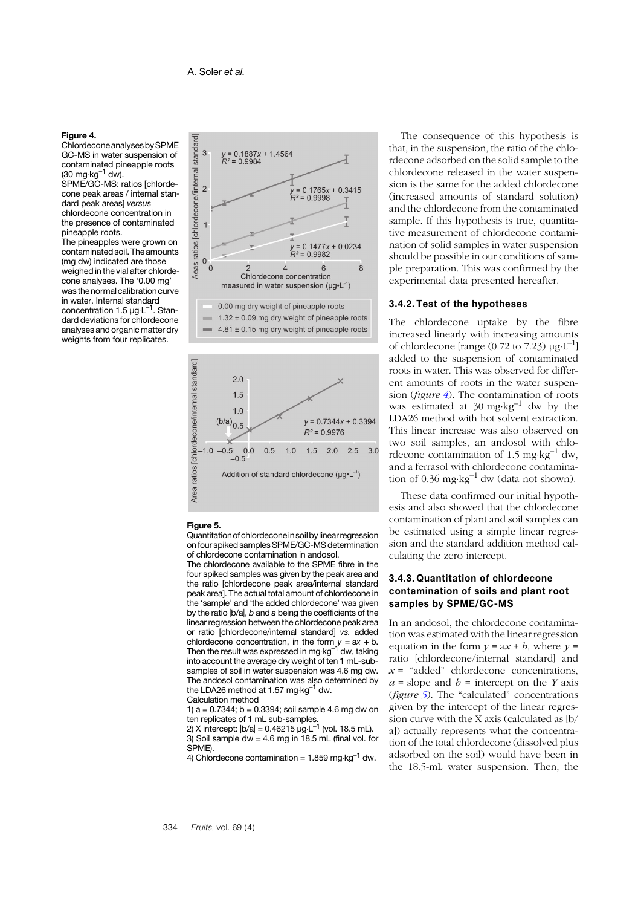**Figure 4.**
Chlordecone analyses by SPME GC-MS in water suspension of contaminated pineapple roots (30 mg·kg$^{-1}$ dw).
SPME/GC-MS: ratios [chlordecone peak areas / internal standard peak areas] *versus* chlordecone concentration in the presence of contaminated pineapple roots.
The pineapples were grown on contaminated soil. The amounts (mg dw) indicated are those weighed in the vial after chlordecone analyses. The '0.00 mg' was the normal calibration curve in water. Internal standard concentration 1.5 µg·L$^{-1}$. Standard deviations for chlordecone analyses and organic matter dry weights from four replicates.

**Figure 5.**
Quantitation of chlordecone in soil by linear regression on four spiked samples SPME/GC-MS determination of chlordecone contamination in andosol.
The chlordecone available to the SPME fibre in the four spiked samples was given by the peak area and the ratio [chlordecone peak area/internal standard peak area]. The actual total amount of chlordecone in the 'sample' and 'the added chlordecone' was given by the ratio |b/a|, *b* and *a* being the coefficients of the linear regression between the chlordecone peak area or ratio [chlordecone/internal standard] *vs.* added chlordecone concentration, in the form $y = ax + b$. Then the result was expressed in mg·kg$^{-1}$ dw, taking into account the average dry weight of ten 1 mL-subsamples of soil in water suspension was 4.6 mg dw. The andosol contamination was also determined by the LDA26 method at 1.57 mg·kg$^{-1}$ dw.
Calculation method
1) a = 0.7344; b = 0.3394; soil sample 4.6 mg dw on ten replicates of 1 mL sub-samples.
2) X intercept: |b/a| = 0.46215 µg·L$^{-1}$ (vol. 18.5 mL).
3) Soil sample dw = 4.6 mg in 18.5 mL (final vol. for SPME).
4) Chlordecone contamination = 1.859 mg·kg$^{-1}$ dw.

The consequence of this hypothesis is that, in the suspension, the ratio of the chlordecone adsorbed on the solid sample to the chlordecone released in the water suspension is the same for the added chlordecone (increased amounts of standard solution) and the chlordecone from the contaminated sample. If this hypothesis is true, quantitative measurement of chlordecone contamination of solid samples in water suspension should be possible in our conditions of sample preparation. This was confirmed by the experimental data presented hereafter.

### 3.4.2. Test of the hypotheses

The chlordecone uptake by the fibre increased linearly with increasing amounts of chlordecone [range (0.72 to 7.23) µg·L$^{-1}$] added to the suspension of contaminated roots in water. This was observed for different amounts of roots in the water suspension (*figure 4*). The contamination of roots was estimated at 30 mg·kg$^{-1}$ dw by the LDA26 method with hot solvent extraction. This linear increase was also observed on two soil samples, an andosol with chlordecone contamination of 1.5 mg·kg$^{-1}$ dw, and a ferrasol with chlordecone contamination of 0.36 mg·kg$^{-1}$ dw (data not shown).

These data confirmed our initial hypothesis and also showed that the chlordecone contamination of plant and soil samples can be estimated using a simple linear regression and the standard addition method calculating the zero intercept.

### 3.4.3. Quantitation of chlordecone contamination of soils and plant root samples by SPME/GC-MS

In an andosol, the chlordecone contamination was estimated with the linear regression equation in the form $y = ax + b$, where $y$ = ratio [chlordecone/internal standard] and $x$ = "added" chlordecone concentrations, $a$ = slope and $b$ = intercept on the $Y$ axis (*figure 5*). The "calculated" concentrations given by the intercept of the linear regression curve with the X axis (calculated as [b/a]) actually represents what the concentration of the total chlordecone (dissolved plus adsorbed on the soil) would have been in the 18.5-mL water suspension. Then, the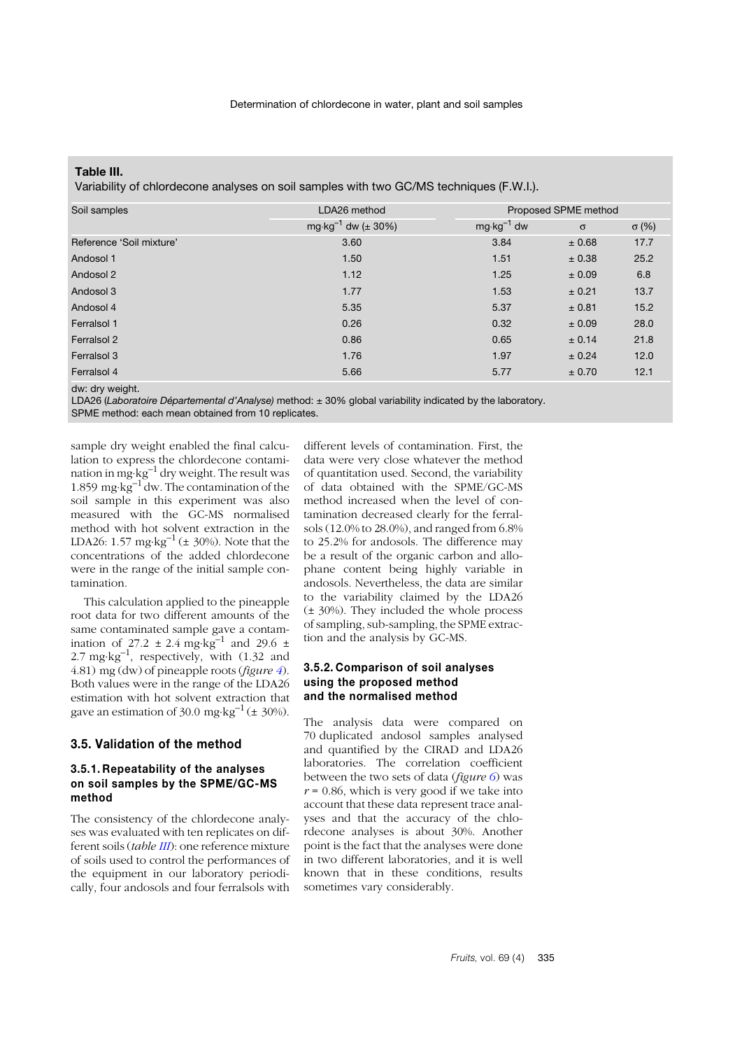**Table III.**
Variability of chlordecone analyses on soil samples with two GC/MS techniques (F.W.I.).

| Soil samples | LDA26 method | Proposed SPME method | | |
|---|---|---|---|---|
| | $mg \cdot kg^{-1}$ dw (± 30%) | $mg \cdot kg^{-1}$ dw | σ | σ (%) |
| Reference 'Soil mixture' | 3.60 | 3.84 | ± 0.68 | 17.7 |
| Andosol 1 | 1.50 | 1.51 | ± 0.38 | 25.2 |
| Andosol 2 | 1.12 | 1.25 | ± 0.09 | 6.8 |
| Andosol 3 | 1.77 | 1.53 | ± 0.21 | 13.7 |
| Andosol 4 | 5.35 | 5.37 | ± 0.81 | 15.2 |
| Ferralsol 1 | 0.26 | 0.32 | ± 0.09 | 28.0 |
| Ferralsol 2 | 0.86 | 0.65 | ± 0.14 | 21.8 |
| Ferralsol 3 | 1.76 | 1.97 | ± 0.24 | 12.0 |
| Ferralsol 4 | 5.66 | 5.77 | ± 0.70 | 12.1 |

dw: dry weight.
LDA26 (*Laboratoire Départemental d'Analyse)* method: ± 30% global variability indicated by the laboratory.
SPME method: each mean obtained from 10 replicates.

sample dry weight enabled the final calculation to express the chlordecone contamination in $mg \cdot kg^{-1}$ dry weight. The result was 1.859 $mg \cdot kg^{-1}$ dw. The contamination of the soil sample in this experiment was also measured with the GC-MS normalised method with hot solvent extraction in the LDA26: 1.57 $mg \cdot kg^{-1}$ (± 30%). Note that the concentrations of the added chlordecone were in the range of the initial sample contamination.

This calculation applied to the pineapple root data for two different amounts of the same contaminated sample gave a contamination of 27.2 ± 2.4 $mg \cdot kg^{-1}$ and 29.6 ± 2.7 $mg \cdot kg^{-1}$, respectively, with (1.32 and 4.81) mg (dw) of pineapple roots (*figure 4*). Both values were in the range of the LDA26 estimation with hot solvent extraction that gave an estimation of 30.0 $mg \cdot kg^{-1}$ (± 30%).

## 3.5. Validation of the method

### 3.5.1. Repeatability of the analyses on soil samples by the SPME/GC-MS method

The consistency of the chlordecone analyses was evaluated with ten replicates on different soils (*table III*): one reference mixture of soils used to control the performances of the equipment in our laboratory periodically, four andosols and four ferralsols with different levels of contamination. First, the data were very close whatever the method of quantitation used. Second, the variability of data obtained with the SPME/GC-MS method increased when the level of contamination decreased clearly for the ferralsols (12.0% to 28.0%), and ranged from 6.8% to 25.2% for andosols. The difference may be a result of the organic carbon and allophane content being highly variable in andosols. Nevertheless, the data are similar to the variability claimed by the LDA26 (± 30%). They included the whole process of sampling, sub-sampling, the SPME extraction and the analysis by GC-MS.

### 3.5.2. Comparison of soil analyses using the proposed method and the normalised method

The analysis data were compared on 70 duplicated andosol samples analysed and quantified by the CIRAD and LDA26 laboratories. The correlation coefficient between the two sets of data (*figure 6*) was $r = 0.86$, which is very good if we take into account that these data represent trace analyses and that the accuracy of the chlordecone analyses is about 30%. Another point is the fact that the analyses were done in two different laboratories, and it is well known that in these conditions, results sometimes vary considerably.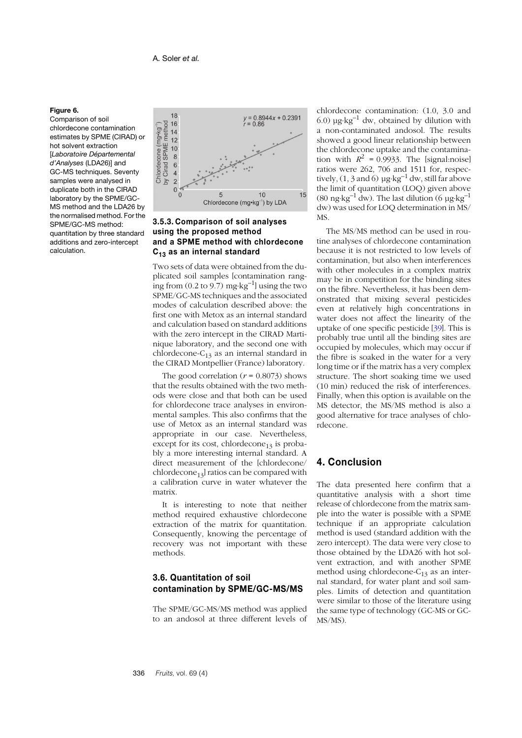**Figure 6.**
Comparison of soil chlordecone contamination estimates by SPME (CIRAD) or hot solvent extraction [*Laboratoire Départemental d'Analyses* (LDA26)] and GC-MS techniques. Seventy samples were analysed in duplicate both in the CIRAD laboratory by the SPME/GC-MS method and the LDA26 by the normalised method. For the SPME/GC-MS method: quantitation by three standard additions and zero-intercept calculation.

### 3.5.3. Comparison of soil analyses using the proposed method and a SPME method with chlordecone $C_{13}$ as an internal standard

Two sets of data were obtained from the duplicated soil samples [contamination ranging from (0.2 to 9.7) mg·kg$^{-1}$] using the two SPME/GC-MS techniques and the associated modes of calculation described above: the first one with Metox as an internal standard and calculation based on standard additions with the zero intercept in the CIRAD Martinique laboratory, and the second one with chlordecone-$C_{13}$ as an internal standard in the CIRAD Montpellier (France) laboratory.

The good correlation ($r$ = 0.8073) shows that the results obtained with the two methods were close and that both can be used for chlordecone trace analyses in environmental samples. This also confirms that the use of Metox as an internal standard was appropriate in our case. Nevertheless, except for its cost, chlordecone$_{13}$ is probably a more interesting internal standard. A direct measurement of the [chlordecone/chlordecone$_{13}$] ratios can be compared with a calibration curve in water whatever the matrix.

It is interesting to note that neither method required exhaustive chlordecone extraction of the matrix for quantitation. Consequently, knowing the percentage of recovery was not important with these methods.

## 3.6. Quantitation of soil contamination by SPME/GC-MS/MS

The SPME/GC-MS/MS method was applied to an andosol at three different levels of chlordecone contamination: (1.0, 3.0 and 6.0) µg·kg$^{-1}$ dw, obtained by dilution with a non-contaminated andosol. The results showed a good linear relationship between the chlordecone uptake and the contamination with $R^2$ = 0.9933. The [signal:noise] ratios were 262, 706 and 1511 for, respectively, (1, 3 and 6) µg·kg$^{-1}$ dw, still far above the limit of quantitation (LOQ) given above (80 ng·kg$^{-1}$ dw). The last dilution (6 µg·kg$^{-1}$ dw) was used for LOQ determination in MS/MS.

The MS/MS method can be used in routine analyses of chlordecone contamination because it is not restricted to low levels of contamination, but also when interferences with other molecules in a complex matrix may be in competition for the binding sites on the fibre. Nevertheless, it has been demonstrated that mixing several pesticides even at relatively high concentrations in water does not affect the linearity of the uptake of one specific pesticide [39]. This is probably true until all the binding sites are occupied by molecules, which may occur if the fibre is soaked in the water for a very long time or if the matrix has a very complex structure. The short soaking time we used (10 min) reduced the risk of interferences. Finally, when this option is available on the MS detector, the MS/MS method is also a good alternative for trace analyses of chlordecone.

# 4. Conclusion

The data presented here confirm that a quantitative analysis with a short time release of chlordecone from the matrix sample into the water is possible with a SPME technique if an appropriate calculation method is used (standard addition with the zero intercept). The data were very close to those obtained by the LDA26 with hot solvent extraction, and with another SPME method using chlordecone-$C_{13}$ as an internal standard, for water plant and soil samples. Limits of detection and quantitation were similar to those of the literature using the same type of technology (GC-MS or GC-MS/MS).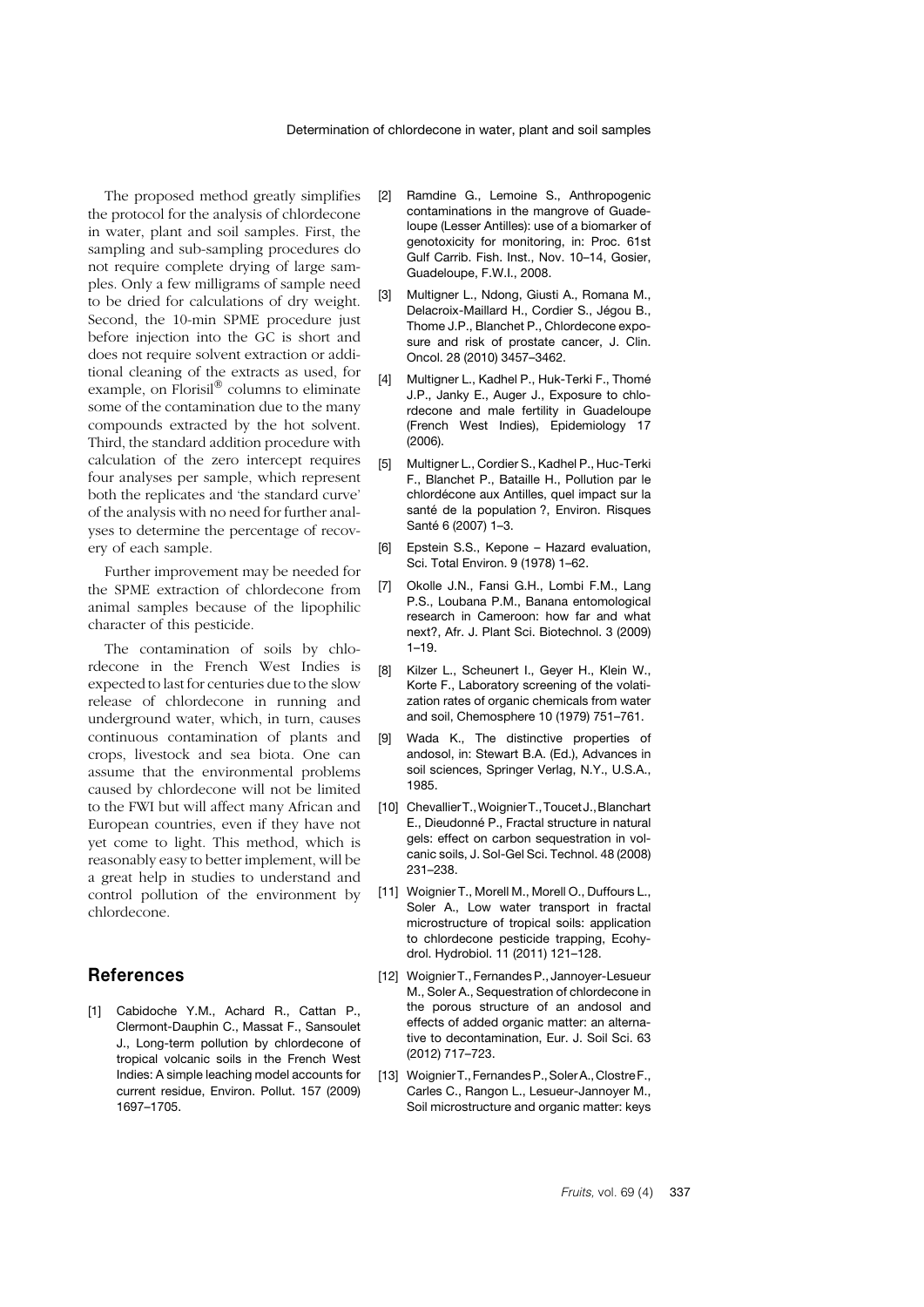The proposed method greatly simplifies the protocol for the analysis of chlordecone in water, plant and soil samples. First, the sampling and sub-sampling procedures do not require complete drying of large samples. Only a few milligrams of sample need to be dried for calculations of dry weight. Second, the 10-min SPME procedure just before injection into the GC is short and does not require solvent extraction or additional cleaning of the extracts as used, for example, on Florisil® columns to eliminate some of the contamination due to the many compounds extracted by the hot solvent. Third, the standard addition procedure with calculation of the zero intercept requires four analyses per sample, which represent both the replicates and 'the standard curve' of the analysis with no need for further analyses to determine the percentage of recovery of each sample.

Further improvement may be needed for the SPME extraction of chlordecone from animal samples because of the lipophilic character of this pesticide.

The contamination of soils by chlordecone in the French West Indies is expected to last for centuries due to the slow release of chlordecone in running and underground water, which, in turn, causes continuous contamination of plants and crops, livestock and sea biota. One can assume that the environmental problems caused by chlordecone will not be limited to the FWI but will affect many African and European countries, even if they have not yet come to light. This method, which is reasonably easy to better implement, will be a great help in studies to understand and control pollution of the environment by chlordecone.

## References

[1] Cabidoche Y.M., Achard R., Cattan P., Clermont-Dauphin C., Massat F., Sansoulet J., Long-term pollution by chlordecone of tropical volcanic soils in the French West Indies: A simple leaching model accounts for current residue, Environ. Pollut. 157 (2009) 1697–1705.

[2] Ramdine G., Lemoine S., Anthropogenic contaminations in the mangrove of Guadeloupe (Lesser Antilles): use of a biomarker of genotoxicity for monitoring, in: Proc. 61st Gulf Carrib. Fish. Inst., Nov. 10–14, Gosier, Guadeloupe, F.W.I., 2008.

[3] Multigner L., Ndong, Giusti A., Romana M., Delacroix-Maillard H., Cordier S., Jégou B., Thome J.P., Blanchet P., Chlordecone exposure and risk of prostate cancer, J. Clin. Oncol. 28 (2010) 3457–3462.

[4] Multigner L., Kadhel P., Huk-Terki F., Thomé J.P., Janky E., Auger J., Exposure to chlordecone and male fertility in Guadeloupe (French West Indies), Epidemiology 17 (2006).

[5] Multigner L., Cordier S., Kadhel P., Huc-Terki F., Blanchet P., Bataille H., Pollution par le chlordécone aux Antilles, quel impact sur la santé de la population ?, Environ. Risques Santé 6 (2007) 1–3.

[6] Epstein S.S., Kepone – Hazard evaluation, Sci. Total Environ. 9 (1978) 1–62.

[7] Okolle J.N., Fansi G.H., Lombi F.M., Lang P.S., Loubana P.M., Banana entomological research in Cameroon: how far and what next?, Afr. J. Plant Sci. Biotechnol. 3 (2009) 1–19.

[8] Kilzer L., Scheunert I., Geyer H., Klein W., Korte F., Laboratory screening of the volatization rates of organic chemicals from water and soil, Chemosphere 10 (1979) 751–761.

[9] Wada K., The distinctive properties of andosol, in: Stewart B.A. (Ed.), Advances in soil sciences, Springer Verlag, N.Y., U.S.A., 1985.

[10] Chevallier T., Woignier T., Toucet J., Blanchart E., Dieudonné P., Fractal structure in natural gels: effect on carbon sequestration in volcanic soils, J. Sol-Gel Sci. Technol. 48 (2008) 231–238.

[11] Woignier T., Morell M., Morell O., Duffours L., Soler A., Low water transport in fractal microstructure of tropical soils: application to chlordecone pesticide trapping, Ecohydrol. Hydrobiol. 11 (2011) 121–128.

[12] Woignier T., Fernandes P., Jannoyer-Lesueur M., Soler A., Sequestration of chlordecone in the porous structure of an andosol and effects of added organic matter: an alternative to decontamination, Eur. J. Soil Sci. 63 (2012) 717–723.

[13] Woignier T., Fernandes P., Soler A., Clostre F., Carles C., Rangon L., Lesueur-Jannoyer M., Soil microstructure and organic matter: keys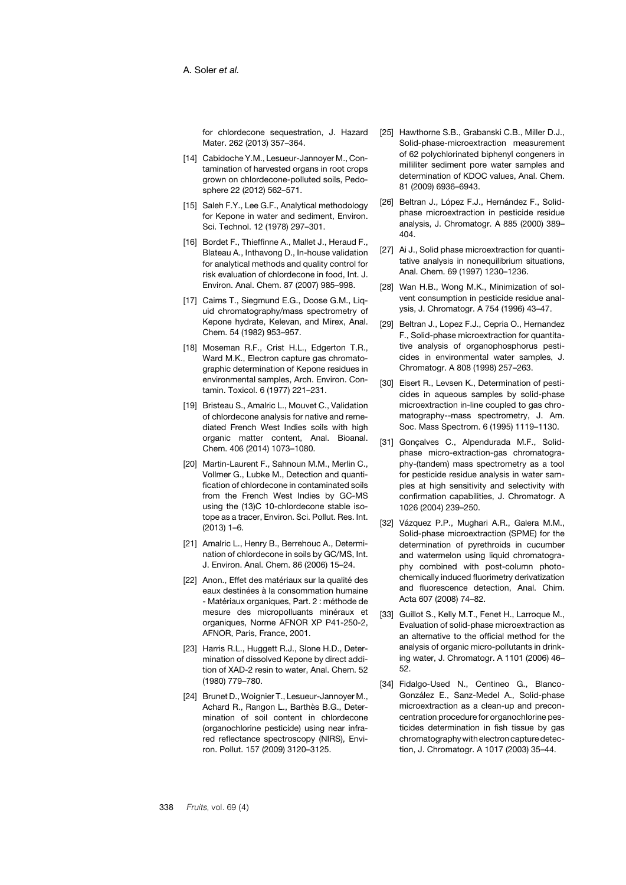for chlordecone sequestration, J. Hazard Mater. 262 (2013) 357–364.

[14] Cabidoche Y.M., Lesueur-Jannoyer M., Contamination of harvested organs in root crops grown on chlordecone-polluted soils, Pedosphere 22 (2012) 562–571.

[15] Saleh F.Y., Lee G.F., Analytical methodology for Kepone in water and sediment, Environ. Sci. Technol. 12 (1978) 297–301.

[16] Bordet F., Thieffinne A., Mallet J., Heraud F., Blateau A., Inthavong D., In-house validation for analytical methods and quality control for risk evaluation of chlordecone in food, Int. J. Environ. Anal. Chem. 87 (2007) 985–998.

[17] Cairns T., Siegmund E.G., Doose G.M., Liquid chromatography/mass spectrometry of Kepone hydrate, Kelevan, and Mirex, Anal. Chem. 54 (1982) 953–957.

[18] Moseman R.F., Crist H.L., Edgerton T.R., Ward M.K., Electron capture gas chromatographic determination of Kepone residues in environmental samples, Arch. Environ. Contamin. Toxicol. 6 (1977) 221–231.

[19] Bristeau S., Amalric L., Mouvet C., Validation of chlordecone analysis for native and remediated French West Indies soils with high organic matter content, Anal. Bioanal. Chem. 406 (2014) 1073–1080.

[20] Martin-Laurent F., Sahnoun M.M., Merlin C., Vollmer G., Lubke M., Detection and quantification of chlordecone in contaminated soils from the French West Indies by GC-MS using the (13)C 10-chlordecone stable isotope as a tracer, Environ. Sci. Pollut. Res. Int. (2013) 1–6.

[21] Amalric L., Henry B., Berrehouc A., Determination of chlordecone in soils by GC/MS, Int. J. Environ. Anal. Chem. 86 (2006) 15–24.

[22] Anon., Effet des matériaux sur la qualité des eaux destinées à la consommation humaine - Matériaux organiques, Part. 2 : méthode de mesure des micropolluants minéraux et organiques, Norme AFNOR XP P41-250-2, AFNOR, Paris, France, 2001.

[23] Harris R.L., Huggett R.J., Slone H.D., Determination of dissolved Kepone by direct addition of XAD-2 resin to water, Anal. Chem. 52 (1980) 779–780.

[24] Brunet D., Woignier T., Lesueur-Jannoyer M., Achard R., Rangon L., Barthès B.G., Determination of soil content in chlordecone (organochlorine pesticide) using near infrared reflectance spectroscopy (NIRS), Environ. Pollut. 157 (2009) 3120–3125.

[25] Hawthorne S.B., Grabanski C.B., Miller D.J., Solid-phase-microextraction measurement of 62 polychlorinated biphenyl congeners in milliliter sediment pore water samples and determination of KDOC values, Anal. Chem. 81 (2009) 6936–6943.

[26] Beltran J., López F.J., Hernández F., Solid-phase microextraction in pesticide residue analysis, J. Chromatogr. A 885 (2000) 389–404.

[27] Ai J., Solid phase microextraction for quantitative analysis in nonequilibrium situations, Anal. Chem. 69 (1997) 1230–1236.

[28] Wan H.B., Wong M.K., Minimization of solvent consumption in pesticide residue analysis, J. Chromatogr. A 754 (1996) 43–47.

[29] Beltran J., Lopez F.J., Cepria O., Hernandez F., Solid-phase microextraction for quantitative analysis of organophosphorus pesticides in environmental water samples, J. Chromatogr. A 808 (1998) 257–263.

[30] Eisert R., Levsen K., Determination of pesticides in aqueous samples by solid-phase microextraction in-line coupled to gas chromatography--mass spectrometry, J. Am. Soc. Mass Spectrom. 6 (1995) 1119–1130.

[31] Gonçalves C., Alpendurada M.F., Solid-phase micro-extraction-gas chromatography-(tandem) mass spectrometry as a tool for pesticide residue analysis in water samples at high sensitivity and selectivity with confirmation capabilities, J. Chromatogr. A 1026 (2004) 239–250.

[32] Vázquez P.P., Mughari A.R., Galera M.M., Solid-phase microextraction (SPME) for the determination of pyrethroids in cucumber and watermelon using liquid chromatography combined with post-column photochemically induced fluorimetry derivatization and fluorescence detection, Anal. Chim. Acta 607 (2008) 74–82.

[33] Guillot S., Kelly M.T., Fenet H., Larroque M., Evaluation of solid-phase microextraction as an alternative to the official method for the analysis of organic micro-pollutants in drinking water, J. Chromatogr. A 1101 (2006) 46–52.

[34] Fidalgo-Used N., Centineo G., Blanco-González E., Sanz-Medel A., Solid-phase microextraction as a clean-up and preconcentration procedure for organochlorine pesticides determination in fish tissue by gas chromatography with electron capture detection, J. Chromatogr. A 1017 (2003) 35–44.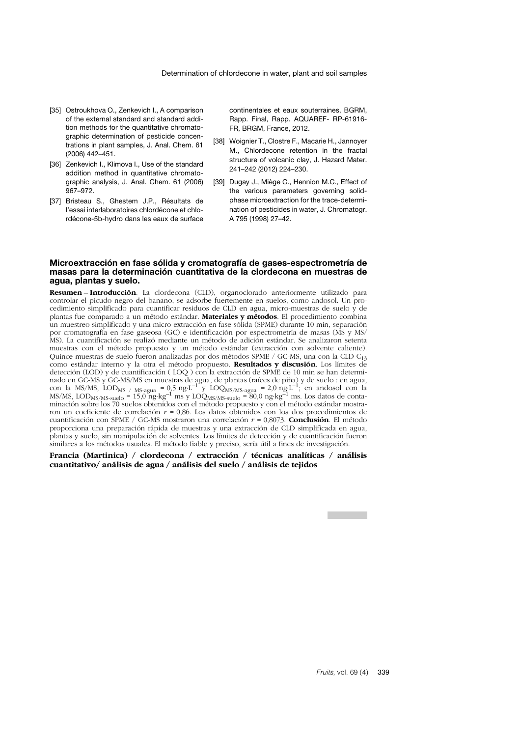[35] Ostroukhova O., Zenkevich I., A comparison of the external standard and standard addition methods for the quantitative chromatographic determination of pesticide concentrations in plant samples, J. Anal. Chem. 61 (2006) 442–451.

[36] Zenkevich I., Klimova I., Use of the standard addition method in quantitative chromatographic analysis, J. Anal. Chem. 61 (2006) 967–972.

[37] Bristeau S., Ghestem J.P., Résultats de l'essai interlaboratoires chlordécone et chlordécone-5b-hydro dans les eaux de surface continentales et eaux souterraines, BGRM, Rapp. Final, Rapp. AQUAREF- RP-61916-FR, BRGM, France, 2012.

[38] Woignier T., Clostre F., Macarie H., Jannoyer M., Chlordecone retention in the fractal structure of volcanic clay, J. Hazard Mater. 241–242 (2012) 224–230.

[39] Dugay J., Miège C., Hennion M.C., Effect of the various parameters governing solid-phase microextraction for the trace-determination of pesticides in water, J. Chromatogr. A 795 (1998) 27–42.

### Microextracción en fase sólida y cromatografía de gases-espectrometría de masas para la determinación cuantitativa de la clordecona en muestras de agua, plantas y suelo.

**Resumen – Introducción**. La clordecona (CLD), organoclorado anteriormente utilizado para controlar el picudo negro del banano, se adsorbe fuertemente en suelos, como andosol. Un procedimiento simplificado para cuantificar residuos de CLD en agua, micro-muestras de suelo y de plantas fue comparado a un método estándar. **Materiales y métodos**. El procedimiento combina un muestreo simplificado y una micro-extracción en fase sólida (SPME) durante 10 min, separación por cromatografía en fase gaseosa (GC) e identificación por espectrometría de masas (MS y MS/MS). La cuantificación se realizó mediante un método de adición estándar. Se analizaron setenta muestras con el método propuesto y un método estándar (extracción con solvente caliente). Quince muestras de suelo fueron analizadas por dos métodos SPME / GC-MS, una con la CLD $C_{13}$ como estándar interno y la otra el método propuesto. **Resultados y discusión**. Los límites de detección (LOD) y de cuantificación ( LOQ ) con la extracción de SPME de 10 min se han determinado en GC-MS y GC-MS/MS en muestras de agua, de plantas (raíces de piña) y de suelo : en agua, con la MS/MS, $LOD_{MS\ /\ MS\text{-}agua}$ = 0,5 ng·L$^{-1}$ y $LOQ_{MS/MS\text{-}agua}$ = 2,0 ng·L$^{-1}$; en andosol con la MS/MS, $LOD_{MS/MS\text{-}suelo}$ = 15,0 ng·kg$^{-1}$ ms y $LOQ_{MS/MS\text{-}suelo}$ = 80,0 ng·kg$^{-1}$ ms. Los datos de contaminación sobre los 70 suelos obtenidos con el método propuesto y con el método estándar mostraron un coeficiente de correlación $r$ = 0,86. Los datos obtenidos con los dos procedimientos de cuantificación con SPME / GC-MS mostraron una correlación $r$ = 0,8073. **Conclusión**. El método proporciona una preparación rápida de muestras y una extracción de CLD simplificada en agua, plantas y suelo, sin manipulación de solventes. Los límites de detección y de cuantificación fueron similares a los métodos usuales. El método fiable y preciso, sería útil a fines de investigación.

**Francia (Martinica) / clordecona / extracción / técnicas analíticas / análisis cuantitativo/ análisis de agua / análisis del suelo / análisis de tejidos**